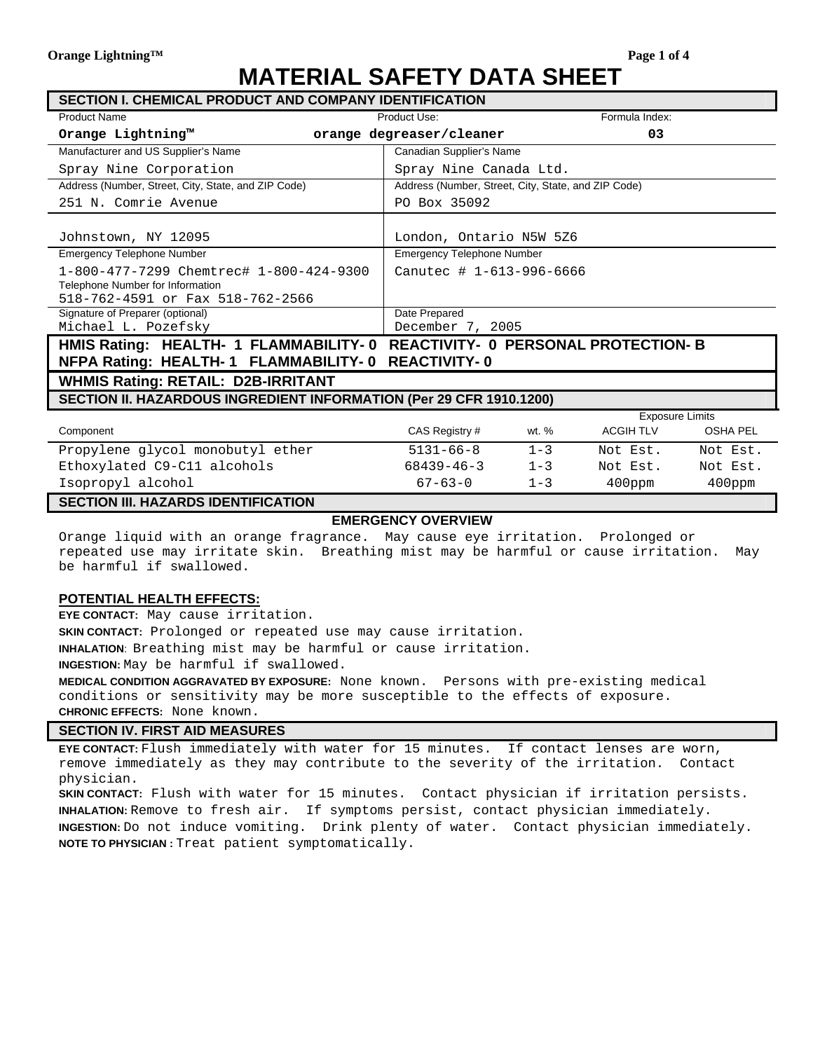# MATERIAL SAFETY DATA SHEET

## SECTION I. CHEMICAL PRODUCT AND COMPANY IDENTIFICATION

| Product Name | Product Use: | Formula Index: |
|---|---|---|
| **Orange Lightning™** | **orange degreaser/cleaner** | **03** |

| Manufacturer and US Supplier's Name | Canadian Supplier's Name |
|---|---|
| Spray Nine Corporation | Spray Nine Canada Ltd. |
| **Address (Number, Street, City, State, and ZIP Code)** | **Address (Number, Street, City, State, and ZIP Code)** |
| 251 N. Comrie Avenue<br>Johnstown, NY 12095 | PO Box 35092<br>London, Ontario N5W 5Z6 |
| **Emergency Telephone Number** | **Emergency Telephone Number** |
| 1-800-477-7299 Chemtrec# 1-800-424-9300 | Canutec # 1-613-996-6666 |
| **Telephone Number for Information** | |
| 518-762-4591 or Fax 518-762-2566 | |
| **Signature of Preparer (optional)** | **Date Prepared** |
| Michael L. Pozefsky | December 7, 2005 |

**HMIS Rating: HEALTH- 1 FLAMMABILITY- 0 REACTIVITY- 0 PERSONAL PROTECTION- B**

**NFPA Rating: HEALTH- 1 FLAMMABILITY- 0 REACTIVITY- 0**

**WHMIS Rating: RETAIL: D2B-IRRITANT**

## SECTION II. HAZARDOUS INGREDIENT INFORMATION (Per 29 CFR 1910.1200)

| | | | Exposure Limits | |
|---|---|---|---|---|
| Component | CAS Registry # | wt. % | ACGIH TLV | OSHA PEL |
| Propylene glycol monobutyl ether | 5131-66-8 | 1-3 | Not Est. | Not Est. |
| Ethoxylated C9-C11 alcohols | 68439-46-3 | 1-3 | Not Est. | Not Est. |
| Isopropyl alcohol | 67-63-0 | 1-3 | 400ppm | 400ppm |

## SECTION III. HAZARDS IDENTIFICATION

### EMERGENCY OVERVIEW

Orange liquid with an orange fragrance. May cause eye irritation. Prolonged or repeated use may irritate skin. Breathing mist may be harmful or cause irritation. May be harmful if swallowed.

**POTENTIAL HEALTH EFFECTS:**

**EYE CONTACT:** May cause irritation.

**SKIN CONTACT:** Prolonged or repeated use may cause irritation.

**INHALATION**: Breathing mist may be harmful or cause irritation.

**INGESTION:** May be harmful if swallowed.

**MEDICAL CONDITION AGGRAVATED BY EXPOSURE:** None known. Persons with pre-existing medical conditions or sensitivity may be more susceptible to the effects of exposure.

**CHRONIC EFFECTS:** None known.

## SECTION IV. FIRST AID MEASURES

**EYE CONTACT:** Flush immediately with water for 15 minutes. If contact lenses are worn, remove immediately as they may contribute to the severity of the irritation. Contact physician.

**SKIN CONTACT:** Flush with water for 15 minutes. Contact physician if irritation persists.

**INHALATION:** Remove to fresh air. If symptoms persist, contact physician immediately.

**INGESTION:** Do not induce vomiting. Drink plenty of water. Contact physician immediately.

**NOTE TO PHYSICIAN :** Treat patient symptomatically.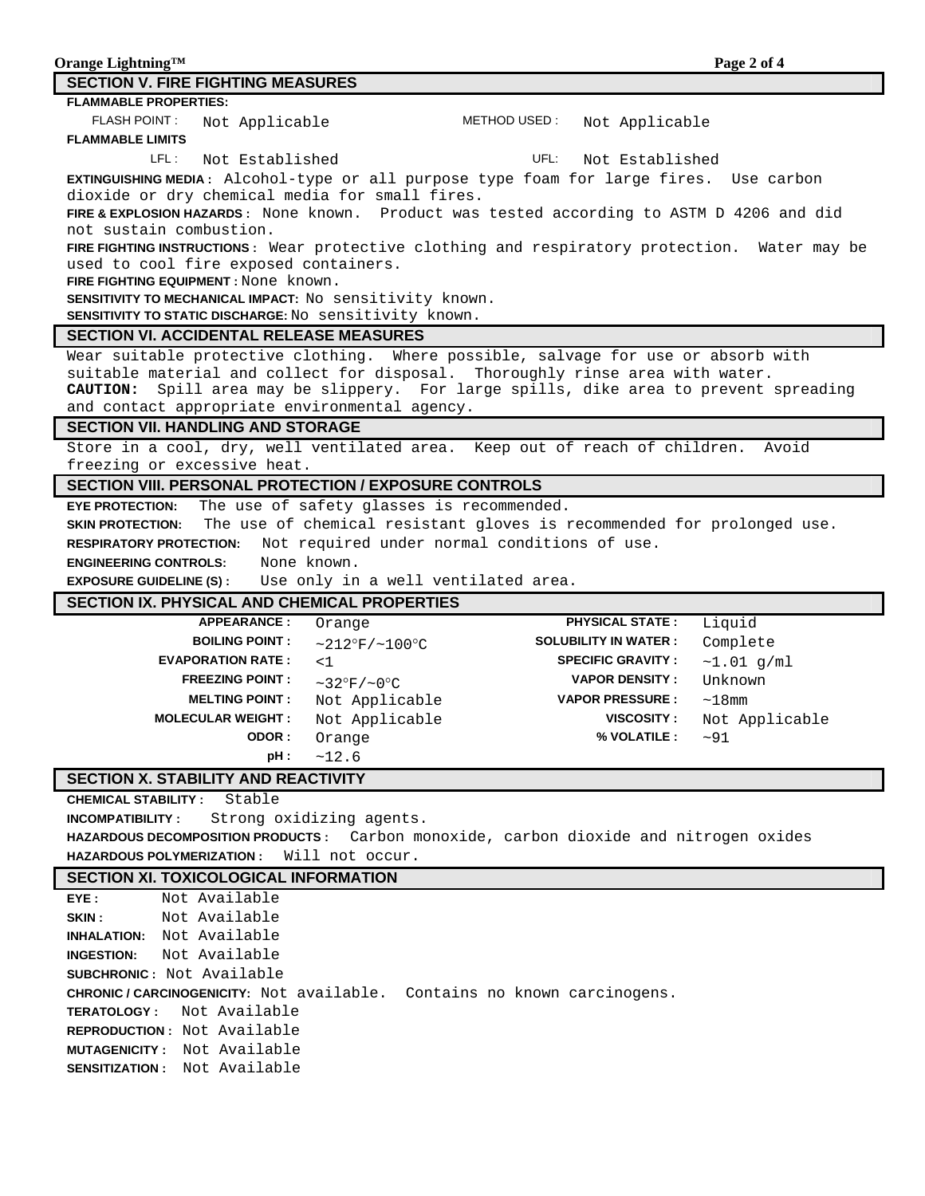## SECTION V. FIRE FIGHTING MEASURES

**FLAMMABLE PROPERTIES:**

FLASH POINT : Not Applicable &nbsp;&nbsp;&nbsp; METHOD USED : Not Applicable

**FLAMMABLE LIMITS**

LFL : Not Established &nbsp;&nbsp;&nbsp; UFL: Not Established

**EXTINGUISHING MEDIA :** Alcohol-type or all purpose type foam for large fires. Use carbon dioxide or dry chemical media for small fires.

**FIRE & EXPLOSION HAZARDS :** None known. Product was tested according to ASTM D 4206 and did not sustain combustion.

**FIRE FIGHTING INSTRUCTIONS :** Wear protective clothing and respiratory protection. Water may be used to cool fire exposed containers.

**FIRE FIGHTING EQUIPMENT :** None known.

**SENSITIVITY TO MECHANICAL IMPACT:** No sensitivity known.

**SENSITIVITY TO STATIC DISCHARGE:** No sensitivity known.

## SECTION VI. ACCIDENTAL RELEASE MEASURES

Wear suitable protective clothing. Where possible, salvage for use or absorb with suitable material and collect for disposal. Thoroughly rinse area with water. **CAUTION:** Spill area may be slippery. For large spills, dike area to prevent spreading and contact appropriate environmental agency.

## SECTION VII. HANDLING AND STORAGE

Store in a cool, dry, well ventilated area. Keep out of reach of children. Avoid freezing or excessive heat.

## SECTION VIII. PERSONAL PROTECTION / EXPOSURE CONTROLS

**EYE PROTECTION:** The use of safety glasses is recommended.

**SKIN PROTECTION:** The use of chemical resistant gloves is recommended for prolonged use.

**RESPIRATORY PROTECTION:** Not required under normal conditions of use.

**ENGINEERING CONTROLS:** None known.

**EXPOSURE GUIDELINE (S) :** Use only in a well ventilated area.

## SECTION IX. PHYSICAL AND CHEMICAL PROPERTIES

| | | | |
|---|---|---|---|
| **APPEARANCE :** | Orange | **PHYSICAL STATE :** | Liquid |
| **BOILING POINT :** | ~212°F/~100°C | **SOLUBILITY IN WATER :** | Complete |
| **EVAPORATION RATE :** | <1 | **SPECIFIC GRAVITY :** | ~1.01 g/ml |
| **FREEZING POINT :** | ~32°F/~0°C | **VAPOR DENSITY :** | Unknown |
| **MELTING POINT :** | Not Applicable | **VAPOR PRESSURE :** | ~18mm |
| **MOLECULAR WEIGHT :** | Not Applicable | **VISCOSITY :** | Not Applicable |
| **ODOR :** | Orange | **% VOLATILE :** | ~91 |
| **pH :** | ~12.6 | | |

## SECTION X. STABILITY AND REACTIVITY

**CHEMICAL STABILITY :** Stable

**INCOMPATIBILITY :** Strong oxidizing agents.

**HAZARDOUS DECOMPOSITION PRODUCTS :** Carbon monoxide, carbon dioxide and nitrogen oxides

**HAZARDOUS POLYMERIZATION :** Will not occur.

## SECTION XI. TOXICOLOGICAL INFORMATION

**EYE :** Not Available

**SKIN :** Not Available

**INHALATION:** Not Available

**INGESTION:** Not Available

**SUBCHRONIC :** Not Available

**CHRONIC / CARCINOGENICITY:** Not available. Contains no known carcinogens.

**TERATOLOGY :** Not Available

**REPRODUCTION :** Not Available

**MUTAGENICITY :** Not Available

**SENSITIZATION :** Not Available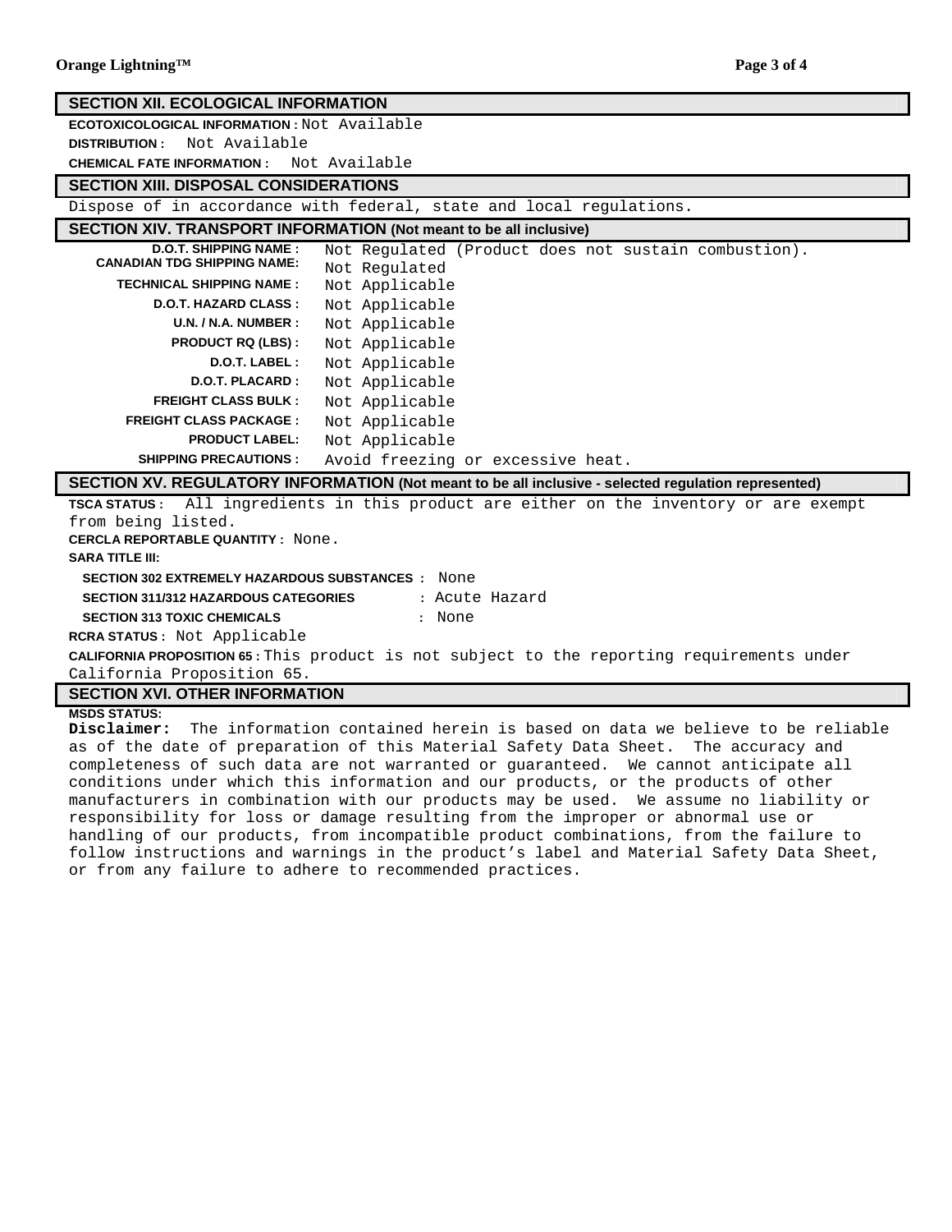## SECTION XII. ECOLOGICAL INFORMATION

**ECOTOXICOLOGICAL INFORMATION :** Not Available

**DISTRIBUTION :** Not Available

**CHEMICAL FATE INFORMATION :** Not Available

## SECTION XIII. DISPOSAL CONSIDERATIONS

Dispose of in accordance with federal, state and local regulations.

## SECTION XIV. TRANSPORT INFORMATION (Not meant to be all inclusive)

| | |
|---|---|
| **D.O.T. SHIPPING NAME :** | Not Regulated (Product does not sustain combustion). |
| **CANADIAN TDG SHIPPING NAME:** | Not Regulated |
| **TECHNICAL SHIPPING NAME :** | Not Applicable |
| **D.O.T. HAZARD CLASS :** | Not Applicable |
| **U.N. / N.A. NUMBER :** | Not Applicable |
| **PRODUCT RQ (LBS) :** | Not Applicable |
| **D.O.T. LABEL :** | Not Applicable |
| **D.O.T. PLACARD :** | Not Applicable |
| **FREIGHT CLASS BULK :** | Not Applicable |
| **FREIGHT CLASS PACKAGE :** | Not Applicable |
| **PRODUCT LABEL:** | Not Applicable |
| **SHIPPING PRECAUTIONS :** | Avoid freezing or excessive heat. |

## SECTION XV. REGULATORY INFORMATION (Not meant to be all inclusive - selected regulation represented)

**TSCA STATUS :** All ingredients in this product are either on the inventory or are exempt from being listed.

**CERCLA REPORTABLE QUANTITY :** None.

**SARA TITLE III:**

**SECTION 302 EXTREMELY HAZARDOUS SUBSTANCES :** None

**SECTION 311/312 HAZARDOUS CATEGORIES** : Acute Hazard

**SECTION 313 TOXIC CHEMICALS** : None

**RCRA STATUS :** Not Applicable

**CALIFORNIA PROPOSITION 65 :** This product is not subject to the reporting requirements under California Proposition 65.

## SECTION XVI. OTHER INFORMATION

**MSDS STATUS:**

**Disclaimer:** The information contained herein is based on data we believe to be reliable as of the date of preparation of this Material Safety Data Sheet. The accuracy and completeness of such data are not warranted or guaranteed. We cannot anticipate all conditions under which this information and our products, or the products of other manufacturers in combination with our products may be used. We assume no liability or responsibility for loss or damage resulting from the improper or abnormal use or handling of our products, from incompatible product combinations, from the failure to follow instructions and warnings in the product's label and Material Safety Data Sheet, or from any failure to adhere to recommended practices.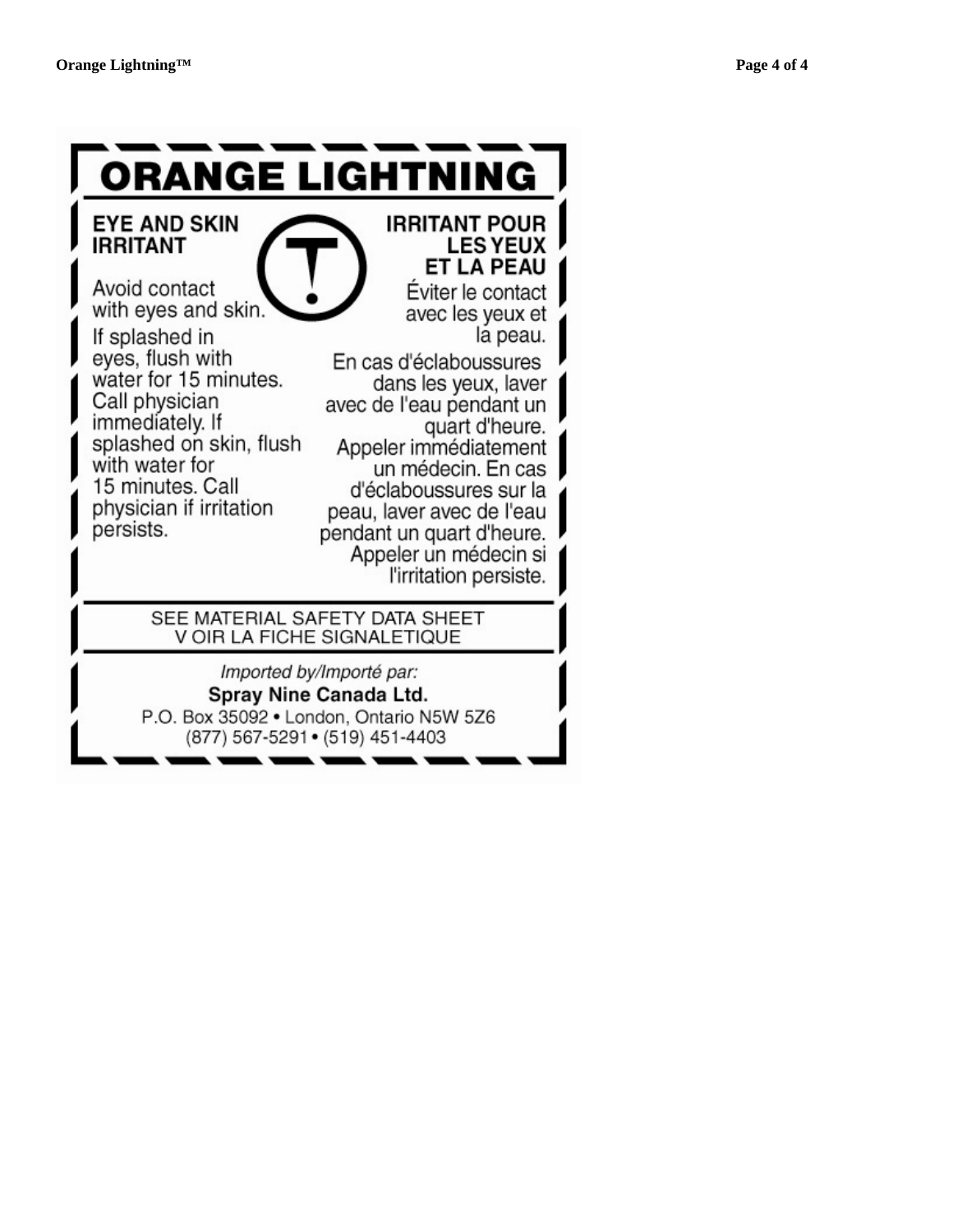# ORANGE LIGHTNING

## EYE AND SKIN IRRITANT

Avoid contact with eyes and skin.

If splashed in eyes, flush with water for 15 minutes. Call physician immediately. If splashed on skin, flush with water for 15 minutes. Call physician if irritation persists.

## IRRITANT POUR LES YEUX ET LA PEAU

Éviter le contact avec les yeux et la peau.

En cas d'éclaboussures dans les yeux, laver avec de l'eau pendant un quart d'heure. Appeler immédiatement un médecin. En cas d'éclaboussures sur la peau, laver avec de l'eau pendant un quart d'heure. Appeler un médecin si l'irritation persiste.

SEE MATERIAL SAFETY DATA SHEET
V OIR LA FICHE SIGNALETIQUE

*Imported by/Importé par:*

**Spray Nine Canada Ltd.**

P.O. Box 35092 • London, Ontario N5W 5Z6
(877) 567-5291 • (519) 451-4403